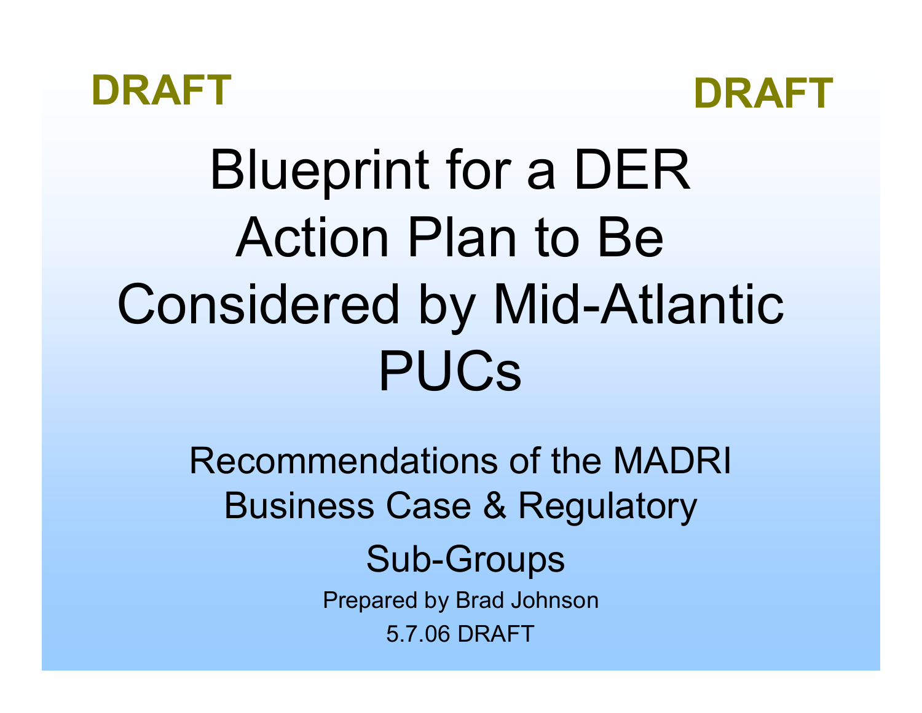**DRAFT** **DRAFT**

# Blueprint for a DER Action Plan to Be Considered by Mid-Atlantic PUCs

Recommendations of the MADRI Business Case & Regulatory Sub-Groups

Prepared by Brad Johnson

5.7.06 DRAFT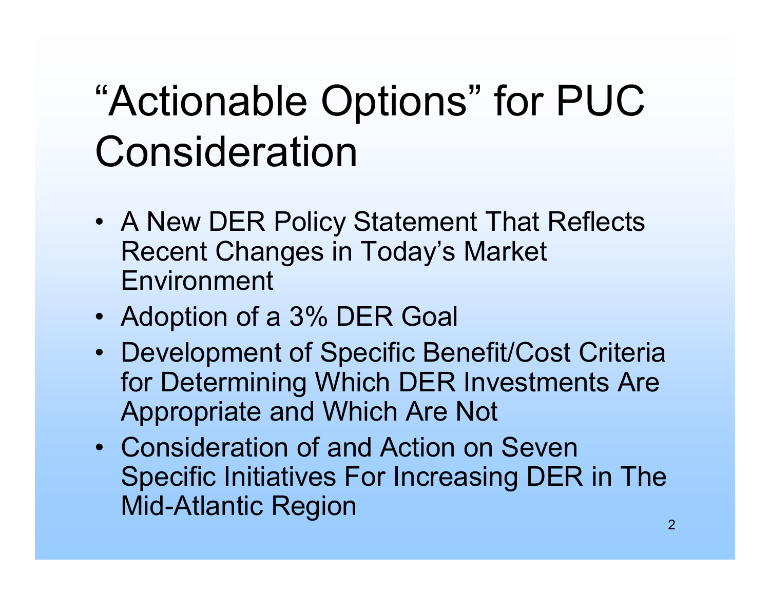# "Actionable Options" for PUC Consideration

- A New DER Policy Statement That Reflects Recent Changes in Today's Market Environment
- Adoption of a 3% DER Goal
- Development of Specific Benefit/Cost Criteria for Determining Which DER Investments Are Appropriate and Which Are Not
- Consideration of and Action on Seven Specific Initiatives For Increasing DER in The Mid-Atlantic Region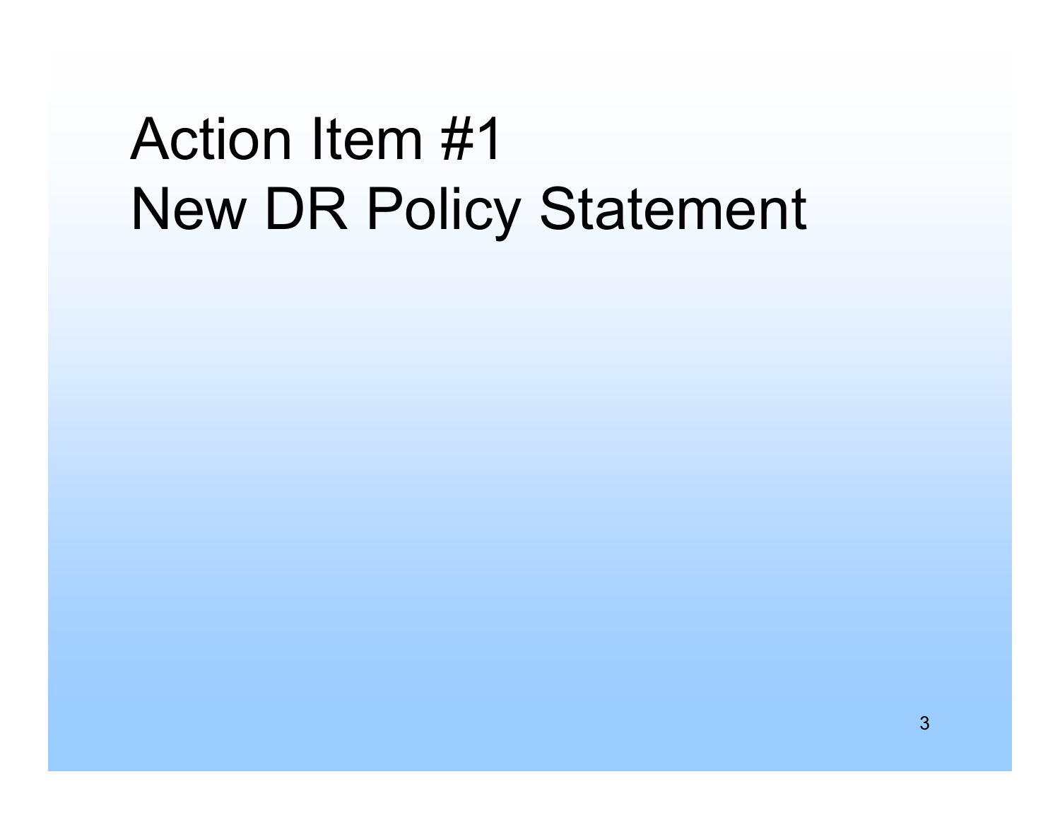# Action Item #1
# New DR Policy Statement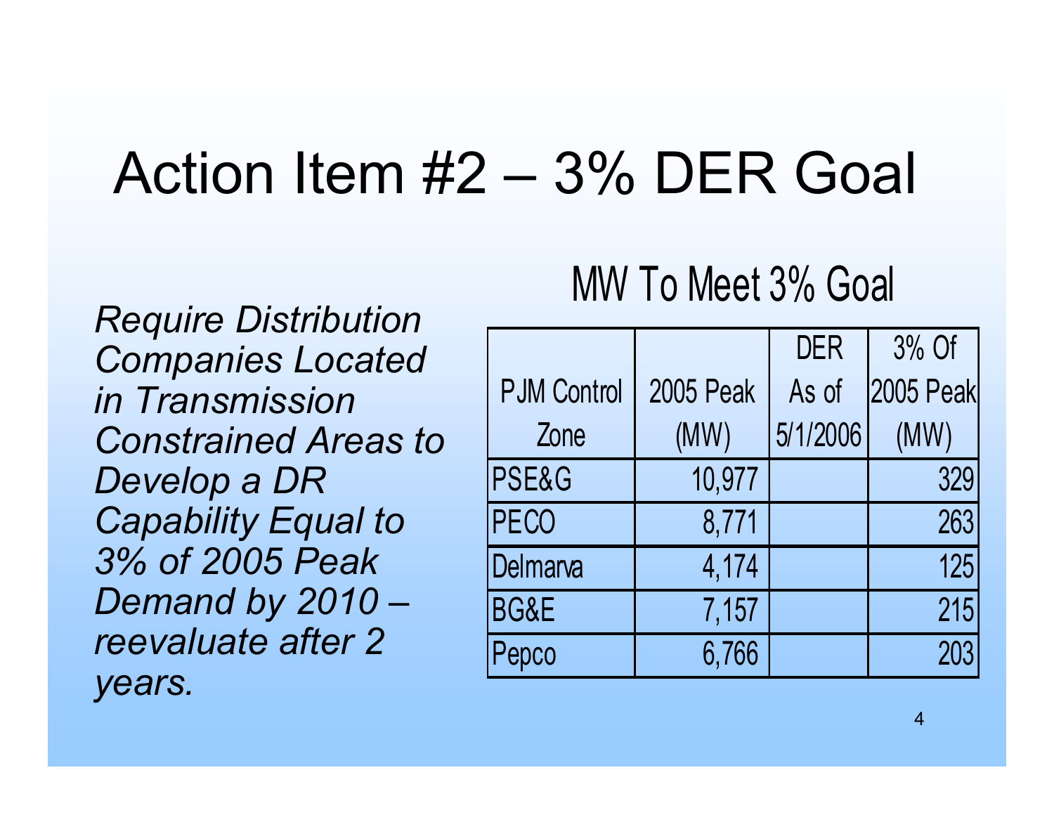# Action Item #2 – 3% DER Goal

*Require Distribution Companies Located in Transmission Constrained Areas to Develop a DR Capability Equal to 3% of 2005 Peak Demand by 2010 – reevaluate after 2 years.*

## MW To Meet 3% Goal

| PJM Control Zone | 2005 Peak (MW) | DER As of 5/1/2006 | 3% Of 2005 Peak (MW) |
|---|---|---|---|
| PSE&G | 10,977 | | 329 |
| PECO | 8,771 | | 263 |
| Delmarva | 4,174 | | 125 |
| BG&E | 7,157 | | 215 |
| Pepco | 6,766 | | 203 |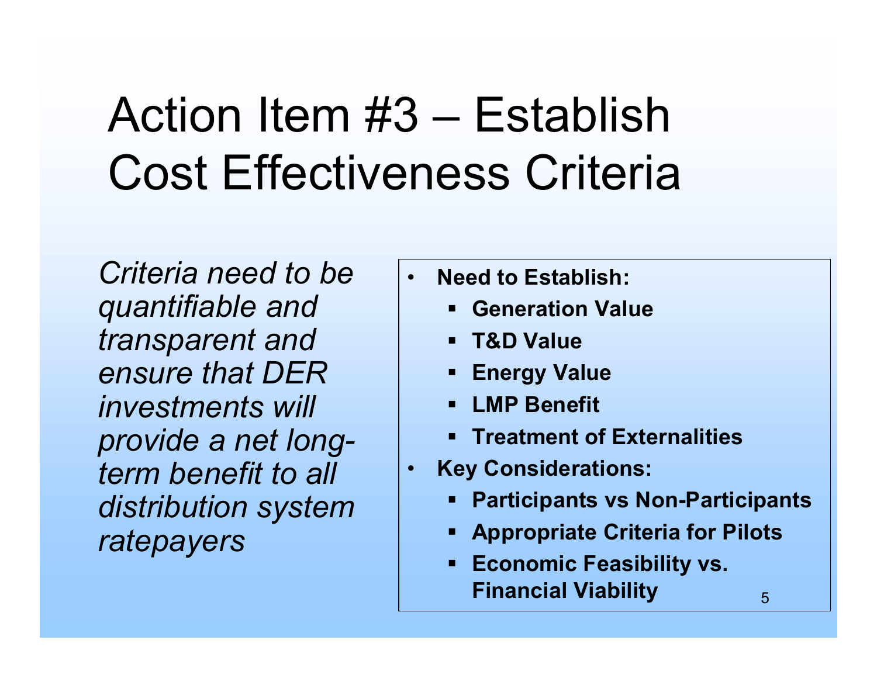# Action Item #3 – Establish Cost Effectiveness Criteria

*Criteria need to be quantifiable and transparent and ensure that DER investments will provide a net long-term benefit to all distribution system ratepayers*

- **Need to Establish:**
  - **Generation Value**
  - **T&D Value**
  - **Energy Value**
  - **LMP Benefit**
  - **Treatment of Externalities**
- **Key Considerations:**
  - **Participants vs Non-Participants**
  - **Appropriate Criteria for Pilots**
  - **Economic Feasibility vs. Financial Viability**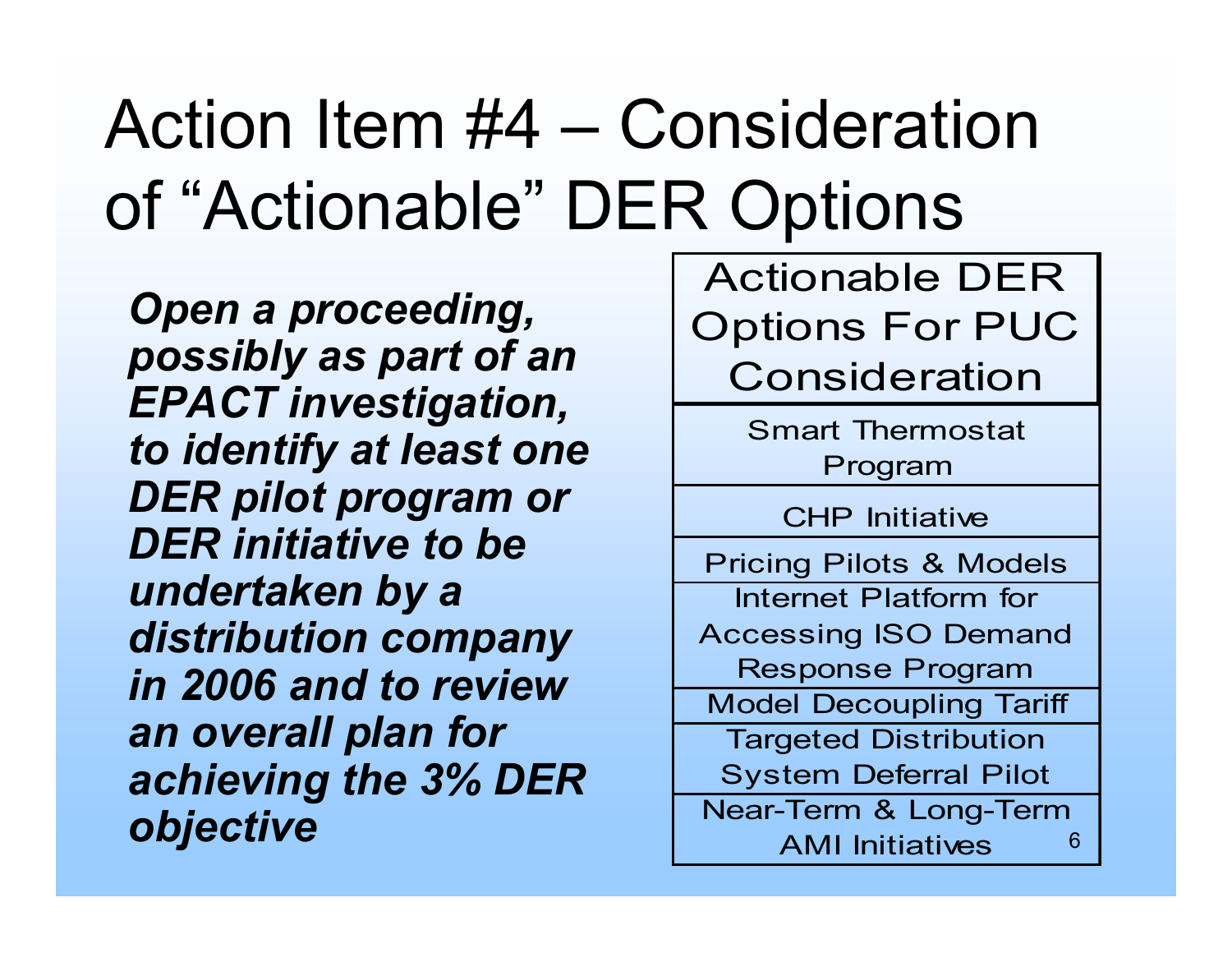# Action Item #4 – Consideration of "Actionable" DER Options

***Open a proceeding, possibly as part of an EPACT investigation, to identify at least one DER pilot program or DER initiative to be undertaken by a distribution company in 2006 and to review an overall plan for achieving the 3% DER objective***

| Actionable DER Options For PUC Consideration |
| --- |
| Smart Thermostat Program |
| CHP Initiative |
| Pricing Pilots & Models |
| Internet Platform for Accessing ISO Demand Response Program |
| Model Decoupling Tariff |
| Targeted Distribution System Deferral Pilot |
| Near-Term & Long-Term AMI Initiatives |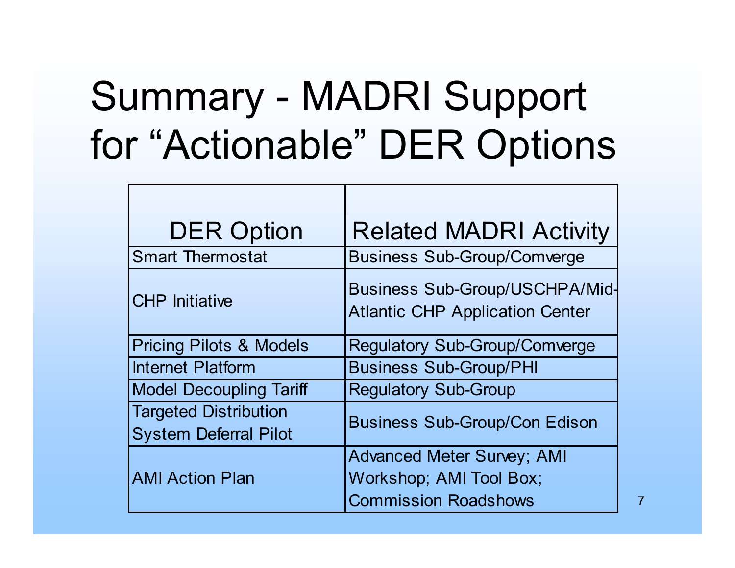# Summary - MADRI Support for "Actionable" DER Options

| DER Option | Related MADRI Activity |
|---|---|
| Smart Thermostat | Business Sub-Group/Comverge |
| CHP Initiative | Business Sub-Group/USCHPA/Mid-Atlantic CHP Application Center |
| Pricing Pilots & Models | Regulatory Sub-Group/Comverge |
| Internet Platform | Business Sub-Group/PHI |
| Model Decoupling Tariff | Regulatory Sub-Group |
| Targeted Distribution System Deferral Pilot | Business Sub-Group/Con Edison |
| AMI Action Plan | Advanced Meter Survey; AMI Workshop; AMI Tool Box; Commission Roadshows |